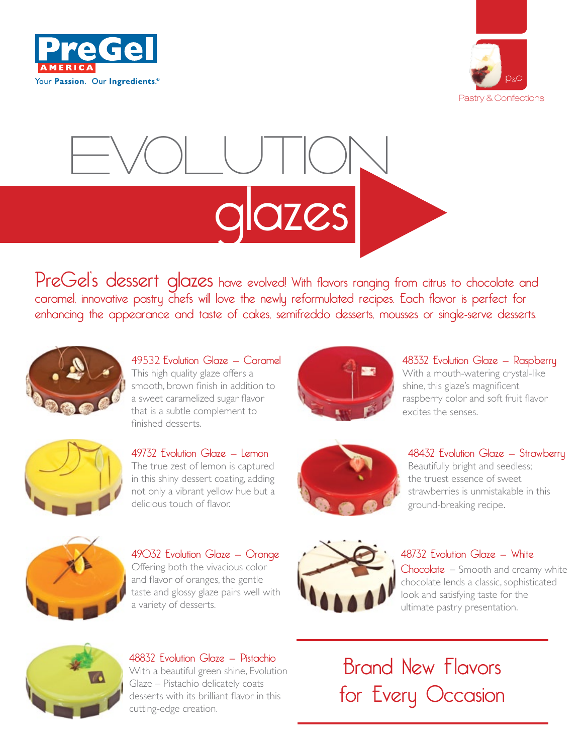PreGel AMERICA

Your Passion. Our Ingredients.®

P&C Pastry & Confections

# EVOLUTION glazes

PreGel's dessert glazes have evolved! With flavors ranging from citrus to chocolate and caramel, innovative pastry chefs will love the newly reformulated recipes. Each flavor is perfect for enhancing the appearance and taste of cakes, semifreddo desserts, mousses or single-serve desserts.

### 49532 Evolution Glaze – Caramel

This high quality glaze offers a smooth, brown finish in addition to a sweet caramelized sugar flavor that is a subtle complement to finished desserts.

### 49732 Evolution Glaze – Lemon

The true zest of lemon is captured in this shiny dessert coating, adding not only a vibrant yellow hue but a delicious touch of flavor.

### 49032 Evolution Glaze – Orange

Offering both the vivacious color and flavor of oranges, the gentle taste and glossy glaze pairs well with a variety of desserts.

### 48832 Evolution Glaze – Pistachio

With a beautiful green shine, Evolution Glaze – Pistachio delicately coats desserts with its brilliant flavor in this cutting-edge creation.

### 48332 Evolution Glaze – Raspberry

With a mouth-watering crystal-like shine, this glaze's magnificent raspberry color and soft fruit flavor excites the senses.

### 48432 Evolution Glaze – Strawberry

Beautifully bright and seedless; the truest essence of sweet strawberries is unmistakable in this ground-breaking recipe.

### 48732 Evolution Glaze – White Chocolate

Smooth and creamy white chocolate lends a classic, sophisticated look and satisfying taste for the ultimate pastry presentation.

## Brand New Flavors for Every Occasion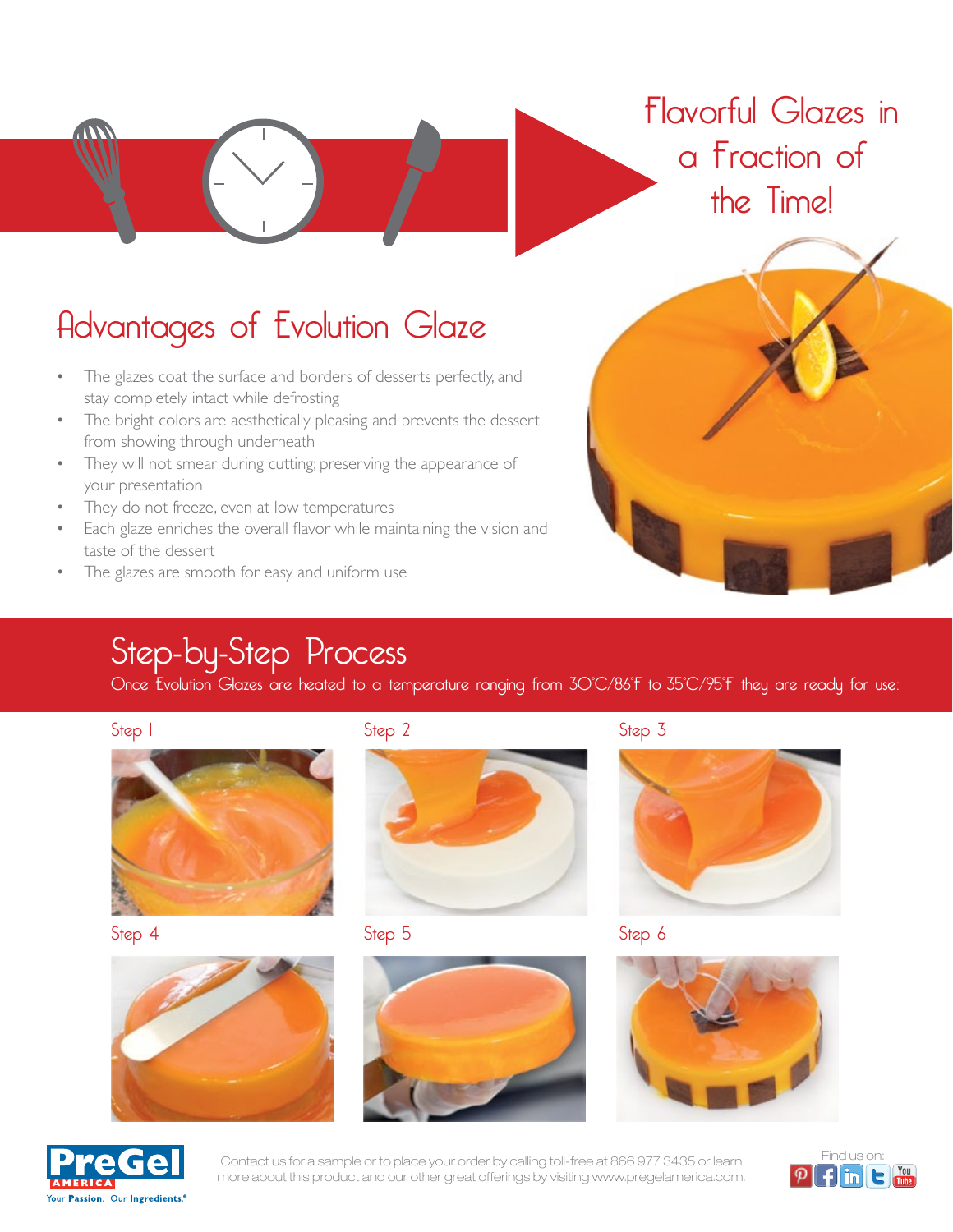# Flavorful Glazes in a Fraction of the Time!

## Advantages of Evolution Glaze

- The glazes coat the surface and borders of desserts perfectly, and stay completely intact while defrosting
- The bright colors are aesthetically pleasing and prevents the dessert from showing through underneath
- They will not smear during cutting; preserving the appearance of your presentation
- They do not freeze, even at low temperatures
- Each glaze enriches the overall flavor while maintaining the vision and taste of the dessert
- The glazes are smooth for easy and uniform use

## Step-by-Step Process

Once Evolution Glazes are heated to a temperature ranging from 30°C/86°F to 35°C/95°F they are ready for use:

Step 1

Step 2

Step 3

Step 4

Step 5

Step 6

PreGel AMERICA
Your Passion. Our Ingredients.®

Contact us for a sample or to place your order by calling toll-free at 866 977 3435 or learn more about this product and our other great offerings by visiting www.pregelamerica.com.

Find us on: